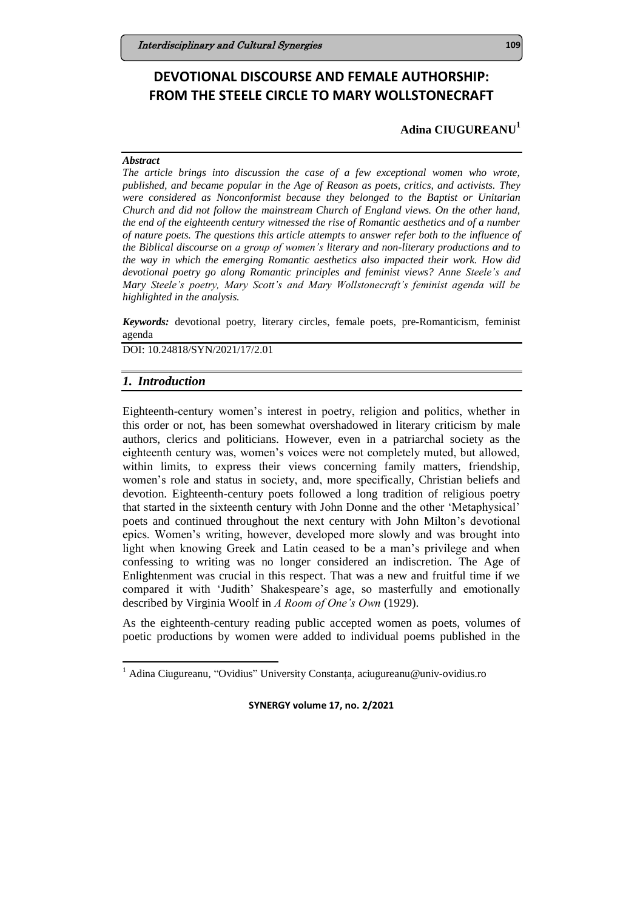# DEVOTIONAL DISCOURSE AND FEMALE AUTHORSHIP: FROM THE STEELE CIRCLE TO MARY WOLLSTONECRAFT

**Adina CIUGUREANU**[1]

***Abstract***

*The article brings into discussion the case of a few exceptional women who wrote, published, and became popular in the Age of Reason as poets, critics, and activists. They were considered as Nonconformist because they belonged to the Baptist or Unitarian Church and did not follow the mainstream Church of England views. On the other hand, the end of the eighteenth century witnessed the rise of Romantic aesthetics and of a number of nature poets. The questions this article attempts to answer refer both to the influence of the Biblical discourse on a group of women's literary and non-literary productions and to the way in which the emerging Romantic aesthetics also impacted their work. How did devotional poetry go along Romantic principles and feminist views? Anne Steele's and Mary Steele's poetry, Mary Scott's and Mary Wollstonecraft's feminist agenda will be highlighted in the analysis.*

***Keywords:*** devotional poetry, literary circles, female poets, pre-Romanticism, feminist agenda

DOI: 10.24818/SYN/2021/17/2.01

## *1. Introduction*

Eighteenth-century women's interest in poetry, religion and politics, whether in this order or not, has been somewhat overshadowed in literary criticism by male authors, clerics and politicians. However, even in a patriarchal society as the eighteenth century was, women's voices were not completely muted, but allowed, within limits, to express their views concerning family matters, friendship, women's role and status in society, and, more specifically, Christian beliefs and devotion. Eighteenth-century poets followed a long tradition of religious poetry that started in the sixteenth century with John Donne and the other 'Metaphysical' poets and continued throughout the next century with John Milton's devotional epics. Women's writing, however, developed more slowly and was brought into light when knowing Greek and Latin ceased to be a man's privilege and when confessing to writing was no longer considered an indiscretion. The Age of Enlightenment was crucial in this respect. That was a new and fruitful time if we compared it with 'Judith' Shakespeare's age, so masterfully and emotionally described by Virginia Woolf in *A Room of One's Own* (1929).

As the eighteenth-century reading public accepted women as poets, volumes of poetic productions by women were added to individual poems published in the

[1] Adina Ciugureanu, "Ovidius" University Constanța, aciugureanu@univ-ovidius.ro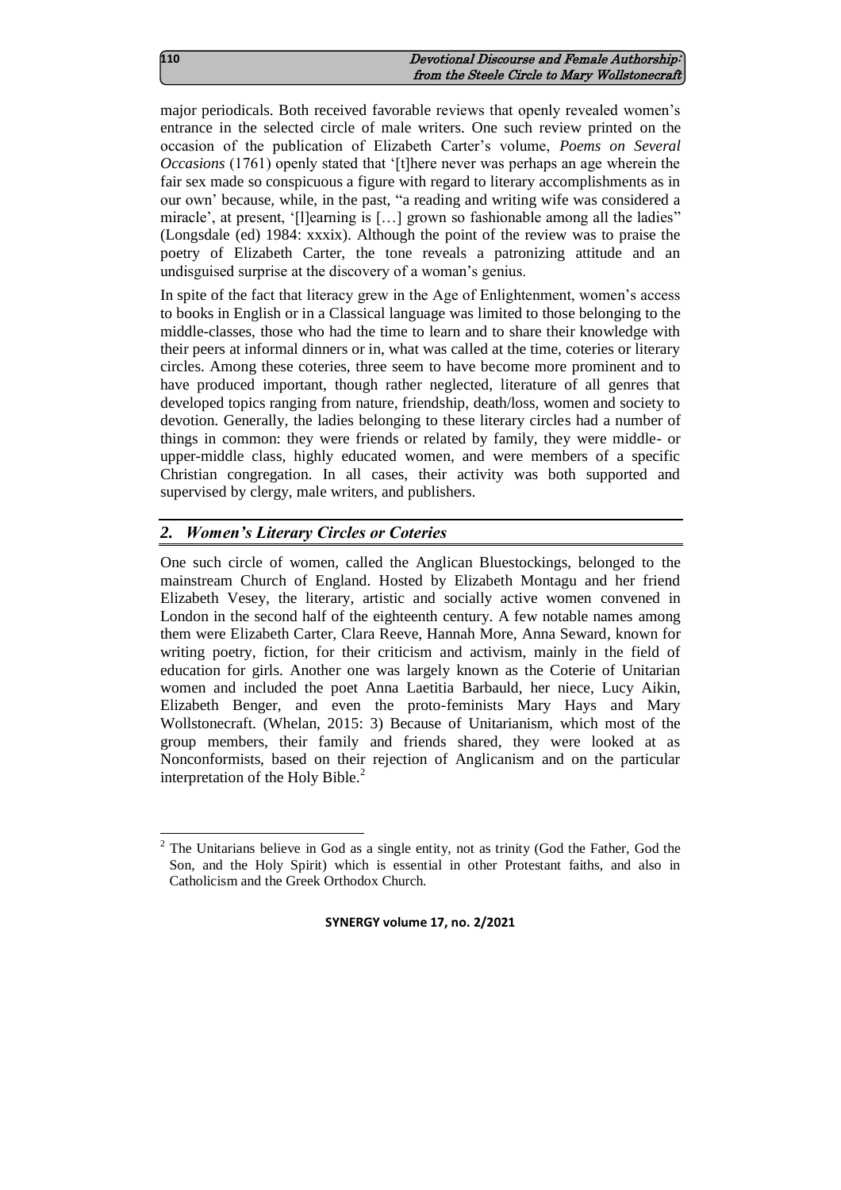major periodicals. Both received favorable reviews that openly revealed women's entrance in the selected circle of male writers. One such review printed on the occasion of the publication of Elizabeth Carter's volume, *Poems on Several Occasions* (1761) openly stated that '[t]here never was perhaps an age wherein the fair sex made so conspicuous a figure with regard to literary accomplishments as in our own' because, while, in the past, "a reading and writing wife was considered a miracle', at present, '[l]earning is […] grown so fashionable among all the ladies" (Longsdale (ed) 1984: xxxix). Although the point of the review was to praise the poetry of Elizabeth Carter, the tone reveals a patronizing attitude and an undisguised surprise at the discovery of a woman's genius.

In spite of the fact that literacy grew in the Age of Enlightenment, women's access to books in English or in a Classical language was limited to those belonging to the middle-classes, those who had the time to learn and to share their knowledge with their peers at informal dinners or in, what was called at the time, coteries or literary circles. Among these coteries, three seem to have become more prominent and to have produced important, though rather neglected, literature of all genres that developed topics ranging from nature, friendship, death/loss, women and society to devotion. Generally, the ladies belonging to these literary circles had a number of things in common: they were friends or related by family, they were middle- or upper-middle class, highly educated women, and were members of a specific Christian congregation. In all cases, their activity was both supported and supervised by clergy, male writers, and publishers.

## 2. *Women's Literary Circles or Coteries*

One such circle of women, called the Anglican Bluestockings, belonged to the mainstream Church of England. Hosted by Elizabeth Montagu and her friend Elizabeth Vesey, the literary, artistic and socially active women convened in London in the second half of the eighteenth century. A few notable names among them were Elizabeth Carter, Clara Reeve, Hannah More, Anna Seward, known for writing poetry, fiction, for their criticism and activism, mainly in the field of education for girls. Another one was largely known as the Coterie of Unitarian women and included the poet Anna Laetitia Barbauld, her niece, Lucy Aikin, Elizabeth Benger, and even the proto-feminists Mary Hays and Mary Wollstonecraft. (Whelan, 2015: 3) Because of Unitarianism, which most of the group members, their family and friends shared, they were looked at as Nonconformists, based on their rejection of Anglicanism and on the particular interpretation of the Holy Bible.[2]

---

[2] The Unitarians believe in God as a single entity, not as trinity (God the Father, God the Son, and the Holy Spirit) which is essential in other Protestant faiths, and also in Catholicism and the Greek Orthodox Church.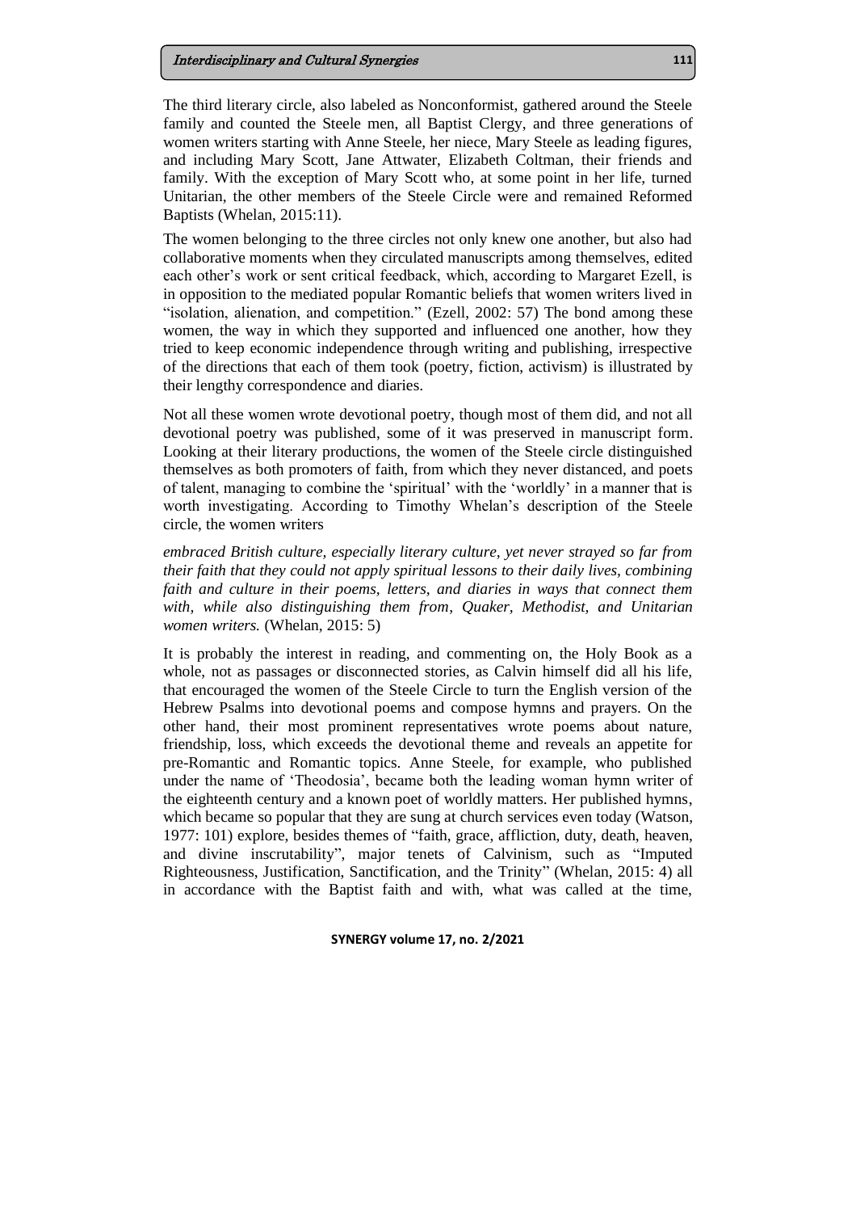The third literary circle, also labeled as Nonconformist, gathered around the Steele family and counted the Steele men, all Baptist Clergy, and three generations of women writers starting with Anne Steele, her niece, Mary Steele as leading figures, and including Mary Scott, Jane Attwater, Elizabeth Coltman, their friends and family. With the exception of Mary Scott who, at some point in her life, turned Unitarian, the other members of the Steele Circle were and remained Reformed Baptists (Whelan, 2015:11).

The women belonging to the three circles not only knew one another, but also had collaborative moments when they circulated manuscripts among themselves, edited each other's work or sent critical feedback, which, according to Margaret Ezell, is in opposition to the mediated popular Romantic beliefs that women writers lived in "isolation, alienation, and competition." (Ezell, 2002: 57) The bond among these women, the way in which they supported and influenced one another, how they tried to keep economic independence through writing and publishing, irrespective of the directions that each of them took (poetry, fiction, activism) is illustrated by their lengthy correspondence and diaries.

Not all these women wrote devotional poetry, though most of them did, and not all devotional poetry was published, some of it was preserved in manuscript form. Looking at their literary productions, the women of the Steele circle distinguished themselves as both promoters of faith, from which they never distanced, and poets of talent, managing to combine the 'spiritual' with the 'worldly' in a manner that is worth investigating. According to Timothy Whelan's description of the Steele circle, the women writers

*embraced British culture, especially literary culture, yet never strayed so far from their faith that they could not apply spiritual lessons to their daily lives, combining faith and culture in their poems, letters, and diaries in ways that connect them with, while also distinguishing them from, Quaker, Methodist, and Unitarian women writers.* (Whelan, 2015: 5)

It is probably the interest in reading, and commenting on, the Holy Book as a whole, not as passages or disconnected stories, as Calvin himself did all his life, that encouraged the women of the Steele Circle to turn the English version of the Hebrew Psalms into devotional poems and compose hymns and prayers. On the other hand, their most prominent representatives wrote poems about nature, friendship, loss, which exceeds the devotional theme and reveals an appetite for pre-Romantic and Romantic topics. Anne Steele, for example, who published under the name of 'Theodosia', became both the leading woman hymn writer of the eighteenth century and a known poet of worldly matters. Her published hymns, which became so popular that they are sung at church services even today (Watson, 1977: 101) explore, besides themes of "faith, grace, affliction, duty, death, heaven, and divine inscrutability", major tenets of Calvinism, such as "Imputed Righteousness, Justification, Sanctification, and the Trinity" (Whelan, 2015: 4) all in accordance with the Baptist faith and with, what was called at the time,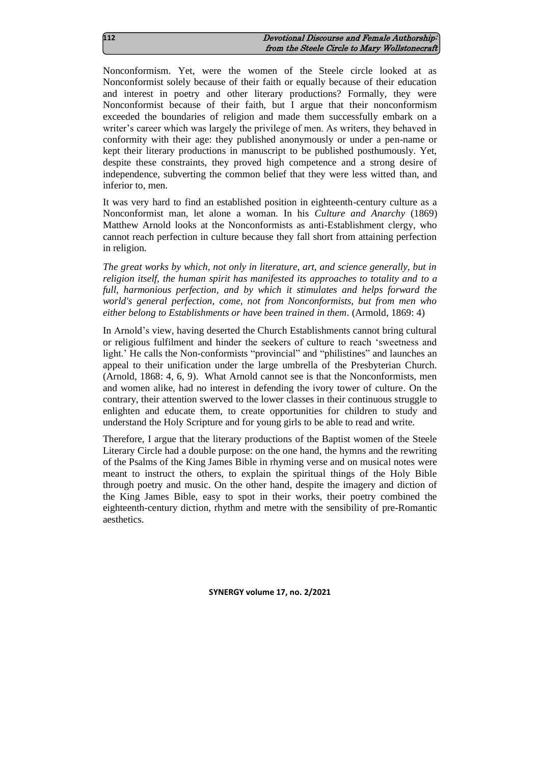Nonconformism. Yet, were the women of the Steele circle looked at as Nonconformist solely because of their faith or equally because of their education and interest in poetry and other literary productions? Formally, they were Nonconformist because of their faith, but I argue that their nonconformism exceeded the boundaries of religion and made them successfully embark on a writer's career which was largely the privilege of men. As writers, they behaved in conformity with their age: they published anonymously or under a pen-name or kept their literary productions in manuscript to be published posthumously. Yet, despite these constraints, they proved high competence and a strong desire of independence, subverting the common belief that they were less witted than, and inferior to, men.

It was very hard to find an established position in eighteenth-century culture as a Nonconformist man, let alone a woman. In his *Culture and Anarchy* (1869) Matthew Arnold looks at the Nonconformists as anti-Establishment clergy, who cannot reach perfection in culture because they fall short from attaining perfection in religion.

*The great works by which, not only in literature, art, and science generally, but in religion itself, the human spirit has manifested its approaches to totality and to a full, harmonious perfection, and by which it stimulates and helps forward the world's general perfection, come, not from Nonconformists, but from men who either belong to Establishments or have been trained in them*. (Armold, 1869: 4)

In Arnold's view, having deserted the Church Establishments cannot bring cultural or religious fulfilment and hinder the seekers of culture to reach 'sweetness and light.' He calls the Non-conformists "provincial" and "philistines" and launches an appeal to their unification under the large umbrella of the Presbyterian Church. (Arnold, 1868: 4, 6, 9). What Arnold cannot see is that the Nonconformists, men and women alike, had no interest in defending the ivory tower of culture. On the contrary, their attention swerved to the lower classes in their continuous struggle to enlighten and educate them, to create opportunities for children to study and understand the Holy Scripture and for young girls to be able to read and write.

Therefore, I argue that the literary productions of the Baptist women of the Steele Literary Circle had a double purpose: on the one hand, the hymns and the rewriting of the Psalms of the King James Bible in rhyming verse and on musical notes were meant to instruct the others, to explain the spiritual things of the Holy Bible through poetry and music. On the other hand, despite the imagery and diction of the King James Bible, easy to spot in their works, their poetry combined the eighteenth-century diction, rhythm and metre with the sensibility of pre-Romantic aesthetics.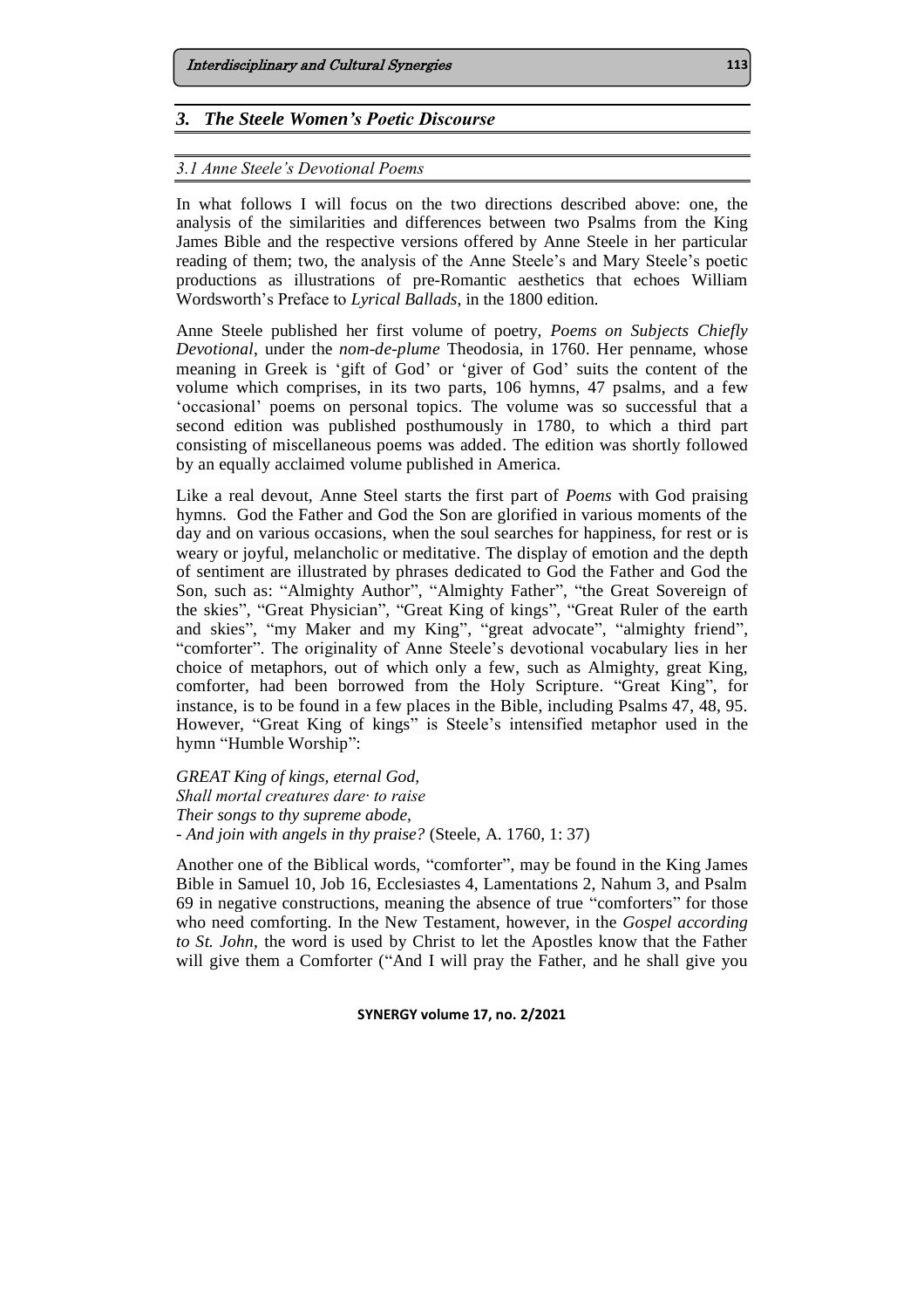## *3. The Steele Women's Poetic Discourse*

### *3.1 Anne Steele's Devotional Poems*

In what follows I will focus on the two directions described above: one, the analysis of the similarities and differences between two Psalms from the King James Bible and the respective versions offered by Anne Steele in her particular reading of them; two, the analysis of the Anne Steele's and Mary Steele's poetic productions as illustrations of pre-Romantic aesthetics that echoes William Wordsworth's Preface to *Lyrical Ballads*, in the 1800 edition.

Anne Steele published her first volume of poetry, *Poems on Subjects Chiefly Devotional*, under the *nom-de-plume* Theodosia, in 1760. Her penname, whose meaning in Greek is 'gift of God' or 'giver of God' suits the content of the volume which comprises, in its two parts, 106 hymns, 47 psalms, and a few 'occasional' poems on personal topics. The volume was so successful that a second edition was published posthumously in 1780, to which a third part consisting of miscellaneous poems was added. The edition was shortly followed by an equally acclaimed volume published in America.

Like a real devout, Anne Steel starts the first part of *Poems* with God praising hymns. God the Father and God the Son are glorified in various moments of the day and on various occasions, when the soul searches for happiness, for rest or is weary or joyful, melancholic or meditative. The display of emotion and the depth of sentiment are illustrated by phrases dedicated to God the Father and God the Son, such as: "Almighty Author", "Almighty Father", "the Great Sovereign of the skies", "Great Physician", "Great King of kings", "Great Ruler of the earth and skies", "my Maker and my King", "great advocate", "almighty friend", "comforter". The originality of Anne Steele's devotional vocabulary lies in her choice of metaphors, out of which only a few, such as Almighty, great King, comforter, had been borrowed from the Holy Scripture. "Great King", for instance, is to be found in a few places in the Bible, including Psalms 47, 48, 95. However, "Great King of kings" is Steele's intensified metaphor used in the hymn "Humble Worship":

*GREAT King of kings, eternal God,*
*Shall mortal creatures dare· to raise*
*Their songs to thy supreme abode,*
*- And join with angels in thy praise?* (Steele, A. 1760, 1: 37)

Another one of the Biblical words, "comforter", may be found in the King James Bible in Samuel 10, Job 16, Ecclesiastes 4, Lamentations 2, Nahum 3, and Psalm 69 in negative constructions, meaning the absence of true "comforters" for those who need comforting. In the New Testament, however, in the *Gospel according to St. John*, the word is used by Christ to let the Apostles know that the Father will give them a Comforter ("And I will pray the Father, and he shall give you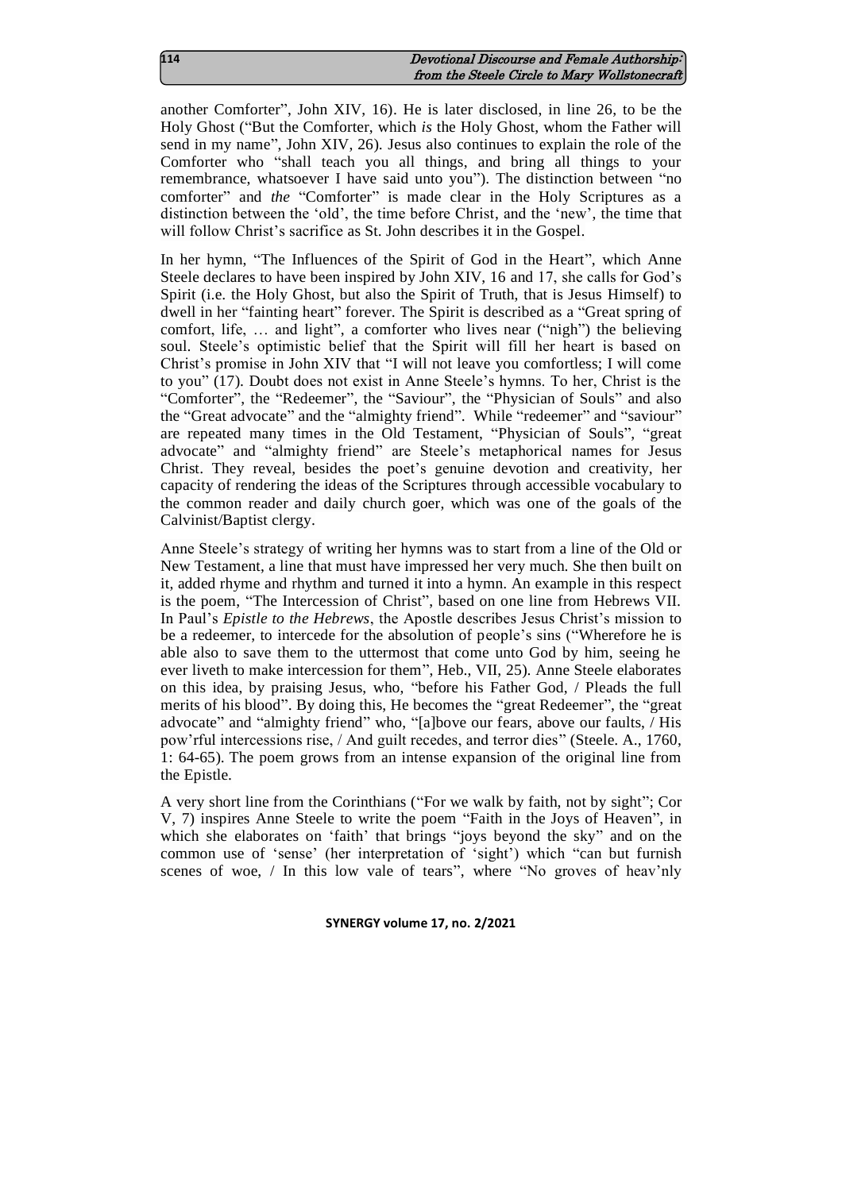another Comforter", John XIV, 16). He is later disclosed, in line 26, to be the Holy Ghost ("But the Comforter, which *is* the Holy Ghost, whom the Father will send in my name", John XIV, 26). Jesus also continues to explain the role of the Comforter who "shall teach you all things, and bring all things to your remembrance, whatsoever I have said unto you"). The distinction between "no comforter" and *the* "Comforter" is made clear in the Holy Scriptures as a distinction between the 'old', the time before Christ, and the 'new', the time that will follow Christ's sacrifice as St. John describes it in the Gospel.

In her hymn, "The Influences of the Spirit of God in the Heart", which Anne Steele declares to have been inspired by John XIV, 16 and 17, she calls for God's Spirit (i.e. the Holy Ghost, but also the Spirit of Truth, that is Jesus Himself) to dwell in her "fainting heart" forever. The Spirit is described as a "Great spring of comfort, life, … and light", a comforter who lives near ("nigh") the believing soul. Steele's optimistic belief that the Spirit will fill her heart is based on Christ's promise in John XIV that "I will not leave you comfortless; I will come to you" (17). Doubt does not exist in Anne Steele's hymns. To her, Christ is the "Comforter", the "Redeemer", the "Saviour", the "Physician of Souls" and also the "Great advocate" and the "almighty friend". While "redeemer" and "saviour" are repeated many times in the Old Testament, "Physician of Souls", "great advocate" and "almighty friend" are Steele's metaphorical names for Jesus Christ. They reveal, besides the poet's genuine devotion and creativity, her capacity of rendering the ideas of the Scriptures through accessible vocabulary to the common reader and daily church goer, which was one of the goals of the Calvinist/Baptist clergy.

Anne Steele's strategy of writing her hymns was to start from a line of the Old or New Testament, a line that must have impressed her very much. She then built on it, added rhyme and rhythm and turned it into a hymn. An example in this respect is the poem, "The Intercession of Christ", based on one line from Hebrews VII. In Paul's *Epistle to the Hebrews*, the Apostle describes Jesus Christ's mission to be a redeemer, to intercede for the absolution of people's sins ("Wherefore he is able also to save them to the uttermost that come unto God by him, seeing he ever liveth to make intercession for them", Heb., VII, 25). Anne Steele elaborates on this idea, by praising Jesus, who, "before his Father God, / Pleads the full merits of his blood". By doing this, He becomes the "great Redeemer", the "great advocate" and "almighty friend" who, "[a]bove our fears, above our faults, / His pow'rful intercessions rise, / And guilt recedes, and terror dies" (Steele. A., 1760, 1: 64-65). The poem grows from an intense expansion of the original line from the Epistle.

A very short line from the Corinthians ("For we walk by faith, not by sight"; Cor V, 7) inspires Anne Steele to write the poem "Faith in the Joys of Heaven", in which she elaborates on 'faith' that brings "joys beyond the sky" and on the common use of 'sense' (her interpretation of 'sight') which "can but furnish scenes of woe, / In this low vale of tears", where "No groves of heav'nly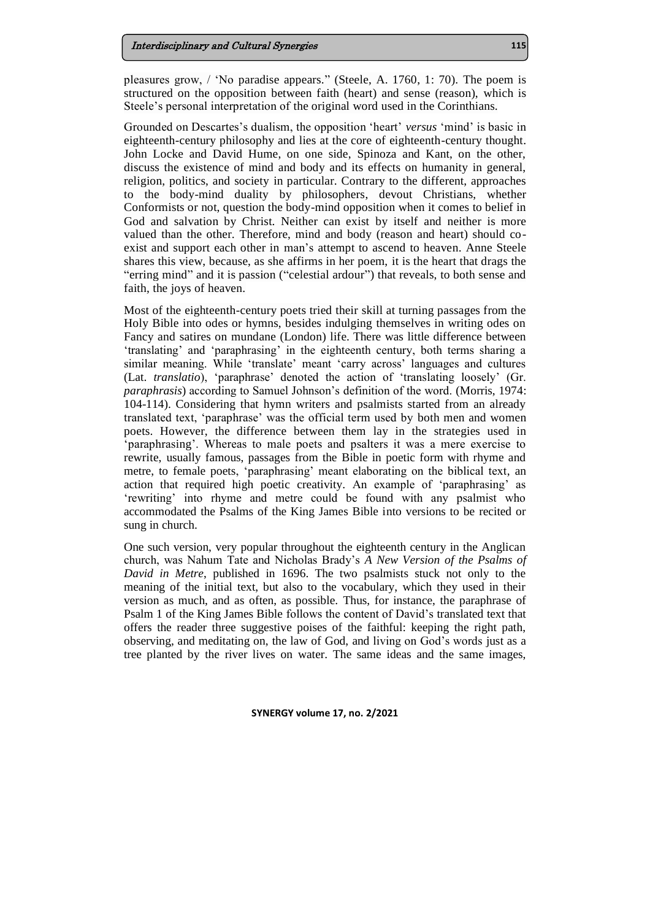pleasures grow, / 'No paradise appears." (Steele, A. 1760, 1: 70). The poem is structured on the opposition between faith (heart) and sense (reason), which is Steele's personal interpretation of the original word used in the Corinthians.

Grounded on Descartes's dualism, the opposition 'heart' *versus* 'mind' is basic in eighteenth-century philosophy and lies at the core of eighteenth-century thought. John Locke and David Hume, on one side, Spinoza and Kant, on the other, discuss the existence of mind and body and its effects on humanity in general, religion, politics, and society in particular. Contrary to the different, approaches to the body-mind duality by philosophers, devout Christians, whether Conformists or not, question the body-mind opposition when it comes to belief in God and salvation by Christ. Neither can exist by itself and neither is more valued than the other. Therefore, mind and body (reason and heart) should co-exist and support each other in man's attempt to ascend to heaven. Anne Steele shares this view, because, as she affirms in her poem, it is the heart that drags the "erring mind" and it is passion ("celestial ardour") that reveals, to both sense and faith, the joys of heaven.

Most of the eighteenth-century poets tried their skill at turning passages from the Holy Bible into odes or hymns, besides indulging themselves in writing odes on Fancy and satires on mundane (London) life. There was little difference between 'translating' and 'paraphrasing' in the eighteenth century, both terms sharing a similar meaning. While 'translate' meant 'carry across' languages and cultures (Lat. *translatio*), 'paraphrase' denoted the action of 'translating loosely' (Gr. *paraphrasis*) according to Samuel Johnson's definition of the word. (Morris, 1974: 104-114). Considering that hymn writers and psalmists started from an already translated text, 'paraphrase' was the official term used by both men and women poets. However, the difference between them lay in the strategies used in 'paraphrasing'. Whereas to male poets and psalters it was a mere exercise to rewrite, usually famous, passages from the Bible in poetic form with rhyme and metre, to female poets, 'paraphrasing' meant elaborating on the biblical text, an action that required high poetic creativity. An example of 'paraphrasing' as 'rewriting' into rhyme and metre could be found with any psalmist who accommodated the Psalms of the King James Bible into versions to be recited or sung in church.

One such version, very popular throughout the eighteenth century in the Anglican church, was Nahum Tate and Nicholas Brady's *A New Version of the Psalms of David in Metre*, published in 1696. The two psalmists stuck not only to the meaning of the initial text, but also to the vocabulary, which they used in their version as much, and as often, as possible. Thus, for instance, the paraphrase of Psalm 1 of the King James Bible follows the content of David's translated text that offers the reader three suggestive poises of the faithful: keeping the right path, observing, and meditating on, the law of God, and living on God's words just as a tree planted by the river lives on water. The same ideas and the same images,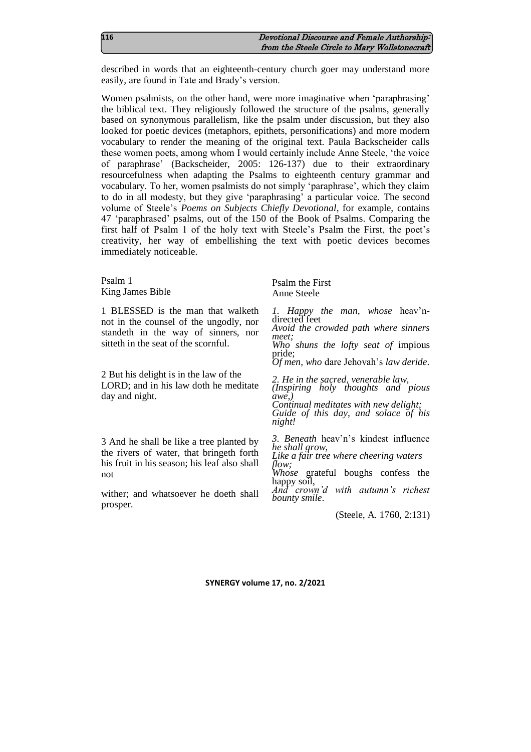described in words that an eighteenth-century church goer may understand more easily, are found in Tate and Brady's version.

Women psalmists, on the other hand, were more imaginative when 'paraphrasing' the biblical text. They religiously followed the structure of the psalms, generally based on synonymous parallelism, like the psalm under discussion, but they also looked for poetic devices (metaphors, epithets, personifications) and more modern vocabulary to render the meaning of the original text. Paula Backscheider calls these women poets, among whom I would certainly include Anne Steele, 'the voice of paraphrase' (Backscheider, 2005: 126-137) due to their extraordinary resourcefulness when adapting the Psalms to eighteenth century grammar and vocabulary. To her, women psalmists do not simply 'paraphrase', which they claim to do in all modesty, but they give 'paraphrasing' a particular voice. The second volume of Steele's *Poems on Subjects Chiefly Devotional*, for example, contains 47 'paraphrased' psalms, out of the 150 of the Book of Psalms. Comparing the first half of Psalm 1 of the holy text with Steele's Psalm the First, the poet's creativity, her way of embellishing the text with poetic devices becomes immediately noticeable.

| Psalm 1<br>King James Bible | Psalm the First<br>Anne Steele |
| --- | --- |
| 1 BLESSED is the man that walketh not in the counsel of the ungodly, nor standeth in the way of sinners, nor sitteth in the seat of the scornful. | *1. Happy the man, whose* heav'n-directed feet<br>*Avoid the crowded path where sinners meet;*<br>*Who shuns the lofty seat of* impious pride;<br>*Of men, who* dare Jehovah's *law deride*. |
| 2 But his delight is in the law of the LORD; and in his law doth he meditate day and night. | *2. He in the sacred, venerable law,*<br>*(Inspiring holy thoughts and pious awe,)*<br>*Continual meditates with new delight;*<br>*Guide of this day, and solace of his night!* |
| 3 And he shall be like a tree planted by the rivers of water, that bringeth forth his fruit in his season; his leaf also shall not wither; and whatsoever he doeth shall prosper. | *3. Beneath* heav'n's kindest influence *he shall grow,*<br>*Like a fair tree where cheering waters flow;*<br>*Whose* grateful boughs confess the happy soil,<br>*And crown'd with autumn's richest bounty smile*. |

(Steele, A. 1760, 2:131)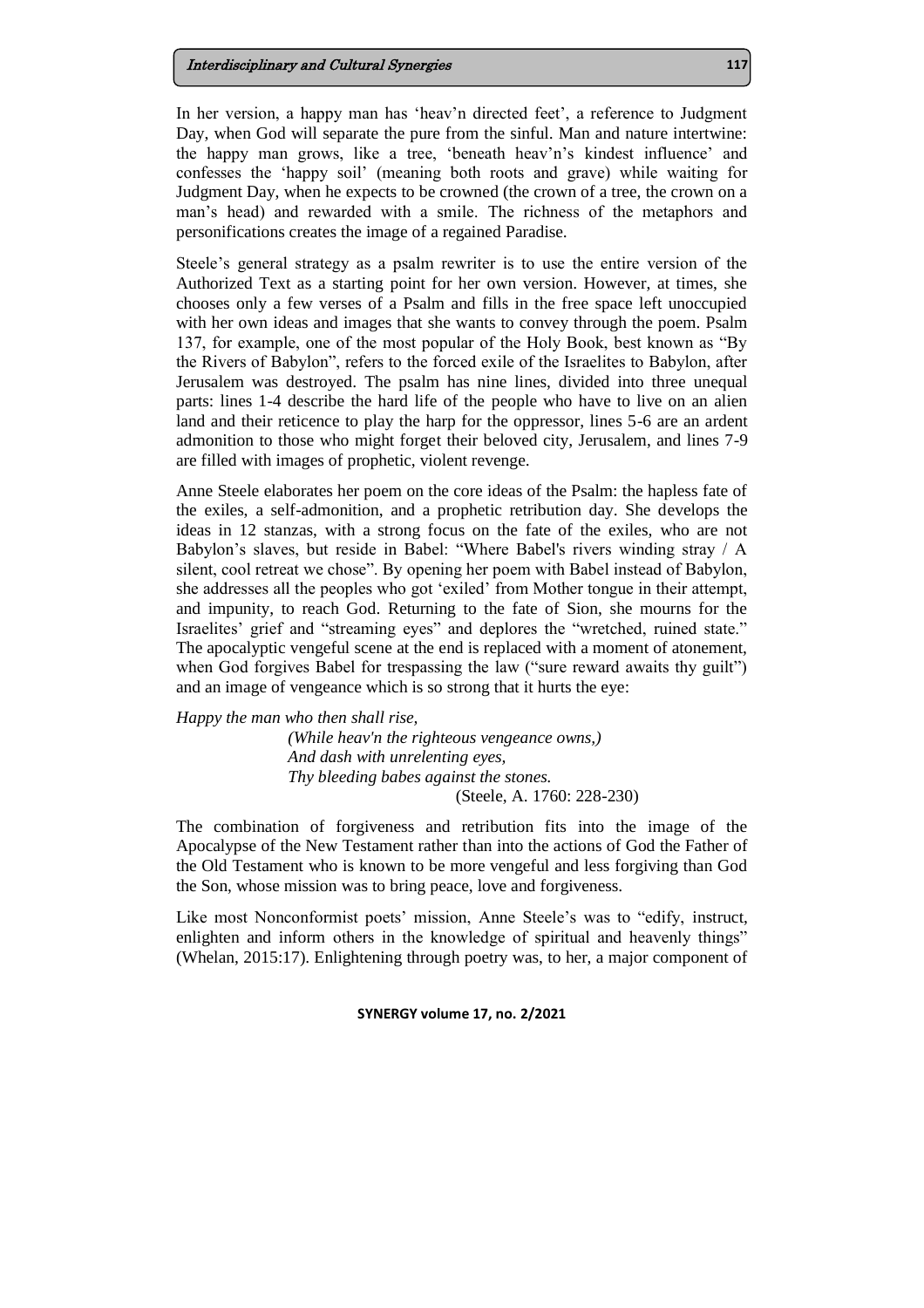In her version, a happy man has 'heav'n directed feet', a reference to Judgment Day, when God will separate the pure from the sinful. Man and nature intertwine: the happy man grows, like a tree, 'beneath heav'n's kindest influence' and confesses the 'happy soil' (meaning both roots and grave) while waiting for Judgment Day, when he expects to be crowned (the crown of a tree, the crown on a man's head) and rewarded with a smile. The richness of the metaphors and personifications creates the image of a regained Paradise.

Steele's general strategy as a psalm rewriter is to use the entire version of the Authorized Text as a starting point for her own version. However, at times, she chooses only a few verses of a Psalm and fills in the free space left unoccupied with her own ideas and images that she wants to convey through the poem. Psalm 137, for example, one of the most popular of the Holy Book, best known as "By the Rivers of Babylon", refers to the forced exile of the Israelites to Babylon, after Jerusalem was destroyed. The psalm has nine lines, divided into three unequal parts: lines 1-4 describe the hard life of the people who have to live on an alien land and their reticence to play the harp for the oppressor, lines 5-6 are an ardent admonition to those who might forget their beloved city, Jerusalem, and lines 7-9 are filled with images of prophetic, violent revenge.

Anne Steele elaborates her poem on the core ideas of the Psalm: the hapless fate of the exiles, a self-admonition, and a prophetic retribution day. She develops the ideas in 12 stanzas, with a strong focus on the fate of the exiles, who are not Babylon's slaves, but reside in Babel: "Where Babel's rivers winding stray / A silent, cool retreat we chose". By opening her poem with Babel instead of Babylon, she addresses all the peoples who got 'exiled' from Mother tongue in their attempt, and impunity, to reach God. Returning to the fate of Sion, she mourns for the Israelites' grief and "streaming eyes" and deplores the "wretched, ruined state." The apocalyptic vengeful scene at the end is replaced with a moment of atonement, when God forgives Babel for trespassing the law ("sure reward awaits thy guilt") and an image of vengeance which is so strong that it hurts the eye:

*Happy the man who then shall rise,*
*(While heav'n the righteous vengeance owns,)*
*And dash with unrelenting eyes,*
*Thy bleeding babes against the stones.*
(Steele, A. 1760: 228-230)

The combination of forgiveness and retribution fits into the image of the Apocalypse of the New Testament rather than into the actions of God the Father of the Old Testament who is known to be more vengeful and less forgiving than God the Son, whose mission was to bring peace, love and forgiveness.

Like most Nonconformist poets' mission, Anne Steele's was to "edify, instruct, enlighten and inform others in the knowledge of spiritual and heavenly things" (Whelan, 2015:17). Enlightening through poetry was, to her, a major component of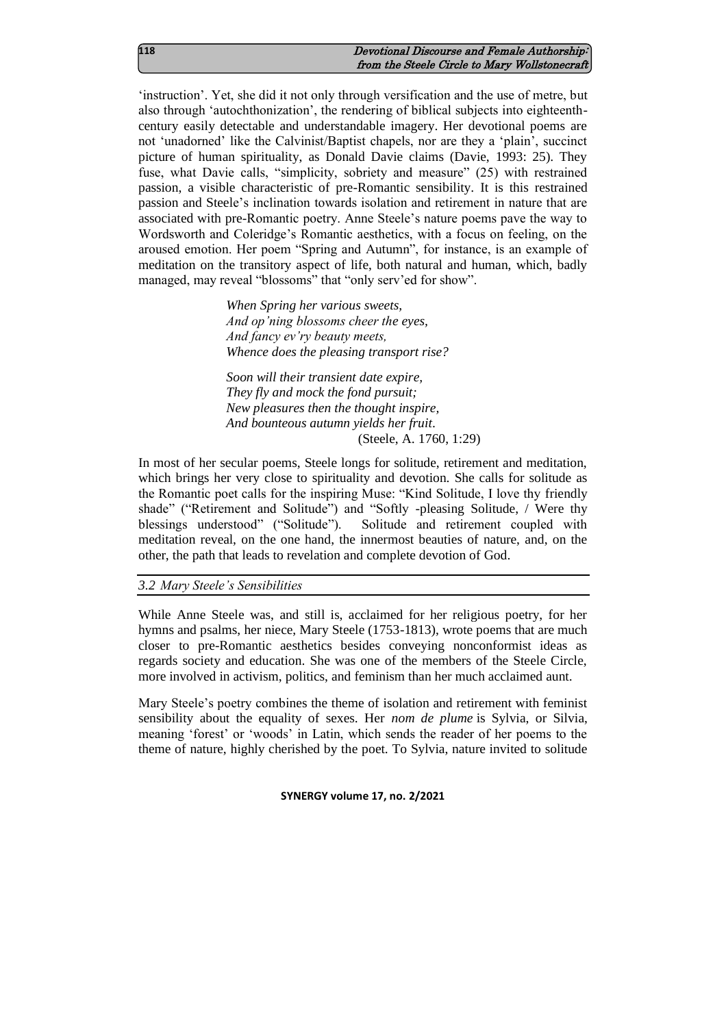'instruction'. Yet, she did it not only through versification and the use of metre, but also through 'autochthonization', the rendering of biblical subjects into eighteenth-century easily detectable and understandable imagery. Her devotional poems are not 'unadorned' like the Calvinist/Baptist chapels, nor are they a 'plain', succinct picture of human spirituality, as Donald Davie claims (Davie, 1993: 25). They fuse, what Davie calls, "simplicity, sobriety and measure" (25) with restrained passion, a visible characteristic of pre-Romantic sensibility. It is this restrained passion and Steele's inclination towards isolation and retirement in nature that are associated with pre-Romantic poetry. Anne Steele's nature poems pave the way to Wordsworth and Coleridge's Romantic aesthetics, with a focus on feeling, on the aroused emotion. Her poem "Spring and Autumn", for instance, is an example of meditation on the transitory aspect of life, both natural and human, which, badly managed, may reveal "blossoms" that "only serv'ed for show".

> *When Spring her various sweets,*
> *And op'ning blossoms cheer the eyes,*
> *And fancy ev'ry beauty meets,*
> *Whence does the pleasing transport rise?*
>
> *Soon will their transient date expire,*
> *They fly and mock the fond pursuit;*
> *New pleasures then the thought inspire,*
> *And bounteous autumn yields her fruit.*
> (Steele, A. 1760, 1:29)

In most of her secular poems, Steele longs for solitude, retirement and meditation, which brings her very close to spirituality and devotion. She calls for solitude as the Romantic poet calls for the inspiring Muse: "Kind Solitude, I love thy friendly shade" ("Retirement and Solitude") and "Softly -pleasing Solitude, / Were thy blessings understood" ("Solitude"). Solitude and retirement coupled with meditation reveal, on the one hand, the innermost beauties of nature, and, on the other, the path that leads to revelation and complete devotion of God.

### *3.2 Mary Steele's Sensibilities*

While Anne Steele was, and still is, acclaimed for her religious poetry, for her hymns and psalms, her niece, Mary Steele (1753-1813), wrote poems that are much closer to pre-Romantic aesthetics besides conveying nonconformist ideas as regards society and education. She was one of the members of the Steele Circle, more involved in activism, politics, and feminism than her much acclaimed aunt.

Mary Steele's poetry combines the theme of isolation and retirement with feminist sensibility about the equality of sexes. Her *nom de plume* is Sylvia, or Silvia, meaning 'forest' or 'woods' in Latin, which sends the reader of her poems to the theme of nature, highly cherished by the poet. To Sylvia, nature invited to solitude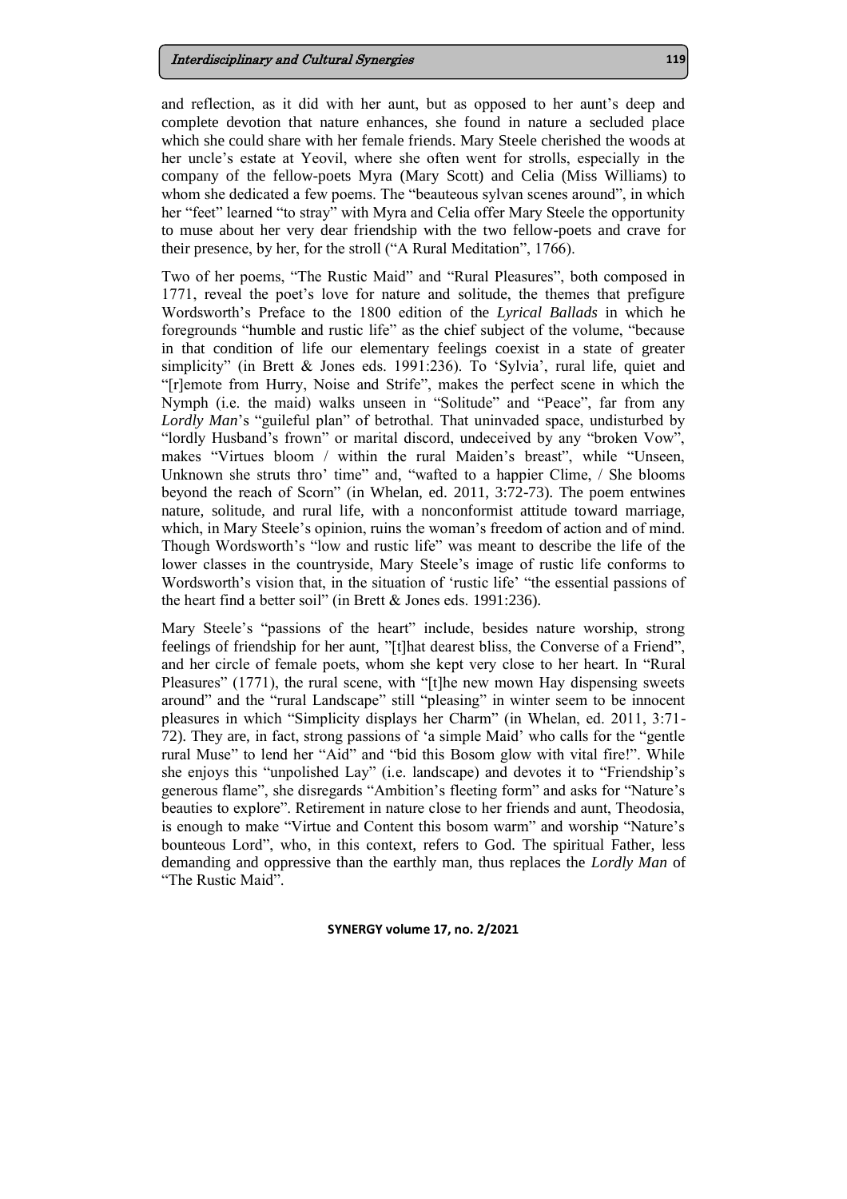and reflection, as it did with her aunt, but as opposed to her aunt's deep and complete devotion that nature enhances, she found in nature a secluded place which she could share with her female friends. Mary Steele cherished the woods at her uncle's estate at Yeovil, where she often went for strolls, especially in the company of the fellow-poets Myra (Mary Scott) and Celia (Miss Williams) to whom she dedicated a few poems. The "beauteous sylvan scenes around", in which her "feet" learned "to stray" with Myra and Celia offer Mary Steele the opportunity to muse about her very dear friendship with the two fellow-poets and crave for their presence, by her, for the stroll ("A Rural Meditation", 1766).

Two of her poems, "The Rustic Maid" and "Rural Pleasures", both composed in 1771, reveal the poet's love for nature and solitude, the themes that prefigure Wordsworth's Preface to the 1800 edition of the *Lyrical Ballads* in which he foregrounds "humble and rustic life" as the chief subject of the volume, "because in that condition of life our elementary feelings coexist in a state of greater simplicity" (in Brett & Jones eds. 1991:236). To 'Sylvia', rural life, quiet and "[r]emote from Hurry, Noise and Strife", makes the perfect scene in which the Nymph (i.e. the maid) walks unseen in "Solitude" and "Peace", far from any *Lordly Man*'s "guileful plan" of betrothal. That uninvaded space, undisturbed by "lordly Husband's frown" or marital discord, undeceived by any "broken Vow", makes "Virtues bloom / within the rural Maiden's breast", while "Unseen, Unknown she struts thro' time" and, "wafted to a happier Clime, / She blooms beyond the reach of Scorn" (in Whelan, ed. 2011, 3:72-73). The poem entwines nature, solitude, and rural life, with a nonconformist attitude toward marriage, which, in Mary Steele's opinion, ruins the woman's freedom of action and of mind. Though Wordsworth's "low and rustic life" was meant to describe the life of the lower classes in the countryside, Mary Steele's image of rustic life conforms to Wordsworth's vision that, in the situation of 'rustic life' "the essential passions of the heart find a better soil" (in Brett & Jones eds. 1991:236).

Mary Steele's "passions of the heart" include, besides nature worship, strong feelings of friendship for her aunt, "[t]hat dearest bliss, the Converse of a Friend", and her circle of female poets, whom she kept very close to her heart. In "Rural Pleasures" (1771), the rural scene, with "[t]he new mown Hay dispensing sweets around" and the "rural Landscape" still "pleasing" in winter seem to be innocent pleasures in which "Simplicity displays her Charm" (in Whelan, ed. 2011, 3:71-72). They are, in fact, strong passions of 'a simple Maid' who calls for the "gentle rural Muse" to lend her "Aid" and "bid this Bosom glow with vital fire!". While she enjoys this "unpolished Lay" (i.e. landscape) and devotes it to "Friendship's generous flame", she disregards "Ambition's fleeting form" and asks for "Nature's beauties to explore". Retirement in nature close to her friends and aunt, Theodosia, is enough to make "Virtue and Content this bosom warm" and worship "Nature's bounteous Lord", who, in this context, refers to God. The spiritual Father, less demanding and oppressive than the earthly man, thus replaces the *Lordly Man* of "The Rustic Maid".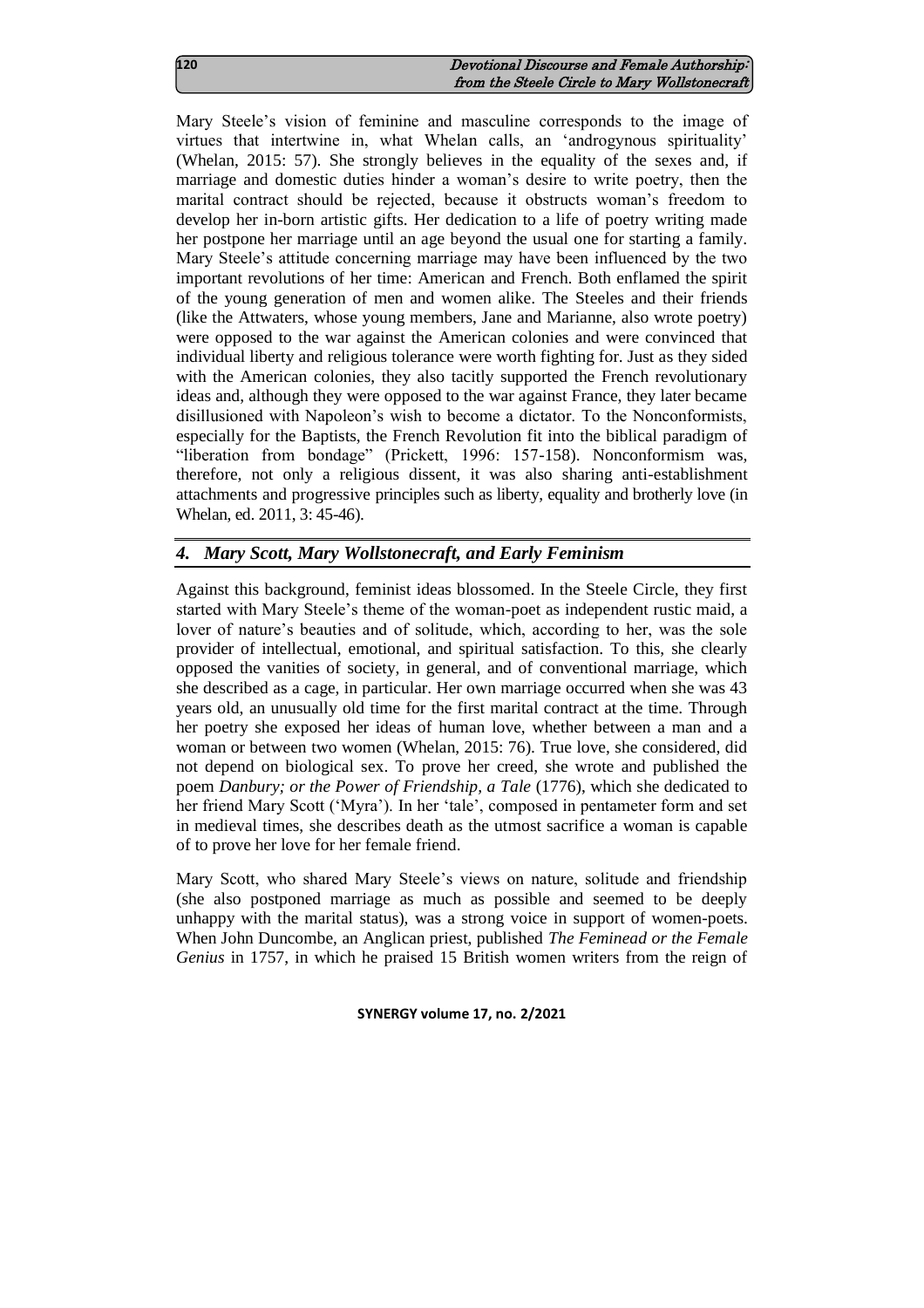Mary Steele's vision of feminine and masculine corresponds to the image of virtues that intertwine in, what Whelan calls, an 'androgynous spirituality' (Whelan, 2015: 57). She strongly believes in the equality of the sexes and, if marriage and domestic duties hinder a woman's desire to write poetry, then the marital contract should be rejected, because it obstructs woman's freedom to develop her in-born artistic gifts. Her dedication to a life of poetry writing made her postpone her marriage until an age beyond the usual one for starting a family. Mary Steele's attitude concerning marriage may have been influenced by the two important revolutions of her time: American and French. Both enflamed the spirit of the young generation of men and women alike. The Steeles and their friends (like the Attwaters, whose young members, Jane and Marianne, also wrote poetry) were opposed to the war against the American colonies and were convinced that individual liberty and religious tolerance were worth fighting for. Just as they sided with the American colonies, they also tacitly supported the French revolutionary ideas and, although they were opposed to the war against France, they later became disillusioned with Napoleon's wish to become a dictator. To the Nonconformists, especially for the Baptists, the French Revolution fit into the biblical paradigm of "liberation from bondage" (Prickett, 1996: 157-158). Nonconformism was, therefore, not only a religious dissent, it was also sharing anti-establishment attachments and progressive principles such as liberty, equality and brotherly love (in Whelan, ed. 2011, 3: 45-46).

## 4. Mary Scott, Mary Wollstonecraft, and Early Feminism

Against this background, feminist ideas blossomed. In the Steele Circle, they first started with Mary Steele's theme of the woman-poet as independent rustic maid, a lover of nature's beauties and of solitude, which, according to her, was the sole provider of intellectual, emotional, and spiritual satisfaction. To this, she clearly opposed the vanities of society, in general, and of conventional marriage, which she described as a cage, in particular. Her own marriage occurred when she was 43 years old, an unusually old time for the first marital contract at the time. Through her poetry she exposed her ideas of human love, whether between a man and a woman or between two women (Whelan, 2015: 76). True love, she considered, did not depend on biological sex. To prove her creed, she wrote and published the poem *Danbury; or the Power of Friendship, a Tale* (1776), which she dedicated to her friend Mary Scott ('Myra'). In her 'tale', composed in pentameter form and set in medieval times, she describes death as the utmost sacrifice a woman is capable of to prove her love for her female friend.

Mary Scott, who shared Mary Steele's views on nature, solitude and friendship (she also postponed marriage as much as possible and seemed to be deeply unhappy with the marital status), was a strong voice in support of women-poets. When John Duncombe, an Anglican priest, published *The Feminead or the Female Genius* in 1757, in which he praised 15 British women writers from the reign of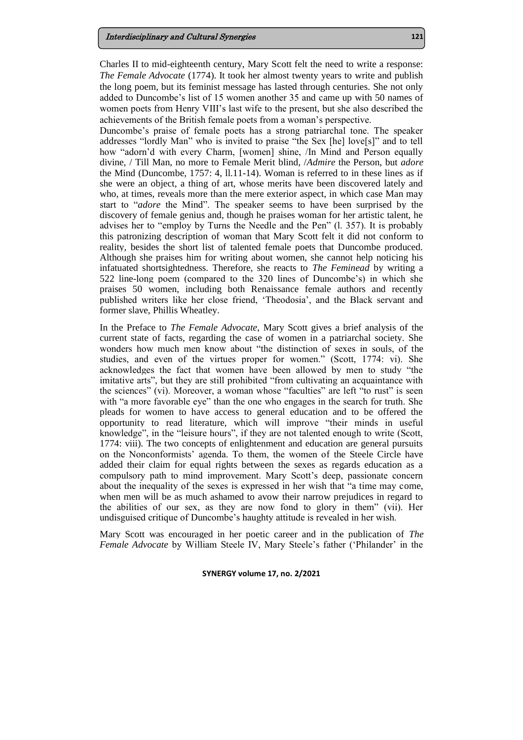Charles II to mid-eighteenth century, Mary Scott felt the need to write a response: *The Female Advocate* (1774). It took her almost twenty years to write and publish the long poem, but its feminist message has lasted through centuries. She not only added to Duncombe's list of 15 women another 35 and came up with 50 names of women poets from Henry VIII's last wife to the present, but she also described the achievements of the British female poets from a woman's perspective.

Duncombe's praise of female poets has a strong patriarchal tone. The speaker addresses "lordly Man" who is invited to praise "the Sex [he] love[s]" and to tell how "adorn'd with every Charm, [women] shine, /In Mind and Person equally divine, / Till Man, no more to Female Merit blind, /*Admire* the Person, but *adore* the Mind (Duncombe, 1757: 4, ll.11-14). Woman is referred to in these lines as if she were an object, a thing of art, whose merits have been discovered lately and who, at times, reveals more than the mere exterior aspect, in which case Man may start to "*adore* the Mind". The speaker seems to have been surprised by the discovery of female genius and, though he praises woman for her artistic talent, he advises her to "employ by Turns the Needle and the Pen" (l. 357). It is probably this patronizing description of woman that Mary Scott felt it did not conform to reality, besides the short list of talented female poets that Duncombe produced. Although she praises him for writing about women, she cannot help noticing his infatuated shortsightedness. Therefore, she reacts to *The Feminead* by writing a 522 line-long poem (compared to the 320 lines of Duncombe's) in which she praises 50 women, including both Renaissance female authors and recently published writers like her close friend, 'Theodosia', and the Black servant and former slave, Phillis Wheatley.

In the Preface to *The Female Advocate*, Mary Scott gives a brief analysis of the current state of facts, regarding the case of women in a patriarchal society. She wonders how much men know about "the distinction of sexes in souls, of the studies, and even of the virtues proper for women." (Scott, 1774: vi). She acknowledges the fact that women have been allowed by men to study "the imitative arts", but they are still prohibited "from cultivating an acquaintance with the sciences" (vi). Moreover, a woman whose "faculties" are left "to rust" is seen with "a more favorable eye" than the one who engages in the search for truth. She pleads for women to have access to general education and to be offered the opportunity to read literature, which will improve "their minds in useful knowledge", in the "leisure hours", if they are not talented enough to write (Scott, 1774: viii). The two concepts of enlightenment and education are general pursuits on the Nonconformists' agenda. To them, the women of the Steele Circle have added their claim for equal rights between the sexes as regards education as a compulsory path to mind improvement. Mary Scott's deep, passionate concern about the inequality of the sexes is expressed in her wish that "a time may come, when men will be as much ashamed to avow their narrow prejudices in regard to the abilities of our sex, as they are now fond to glory in them" (vii). Her undisguised critique of Duncombe's haughty attitude is revealed in her wish.

Mary Scott was encouraged in her poetic career and in the publication of *The Female Advocate* by William Steele IV, Mary Steele's father ('Philander' in the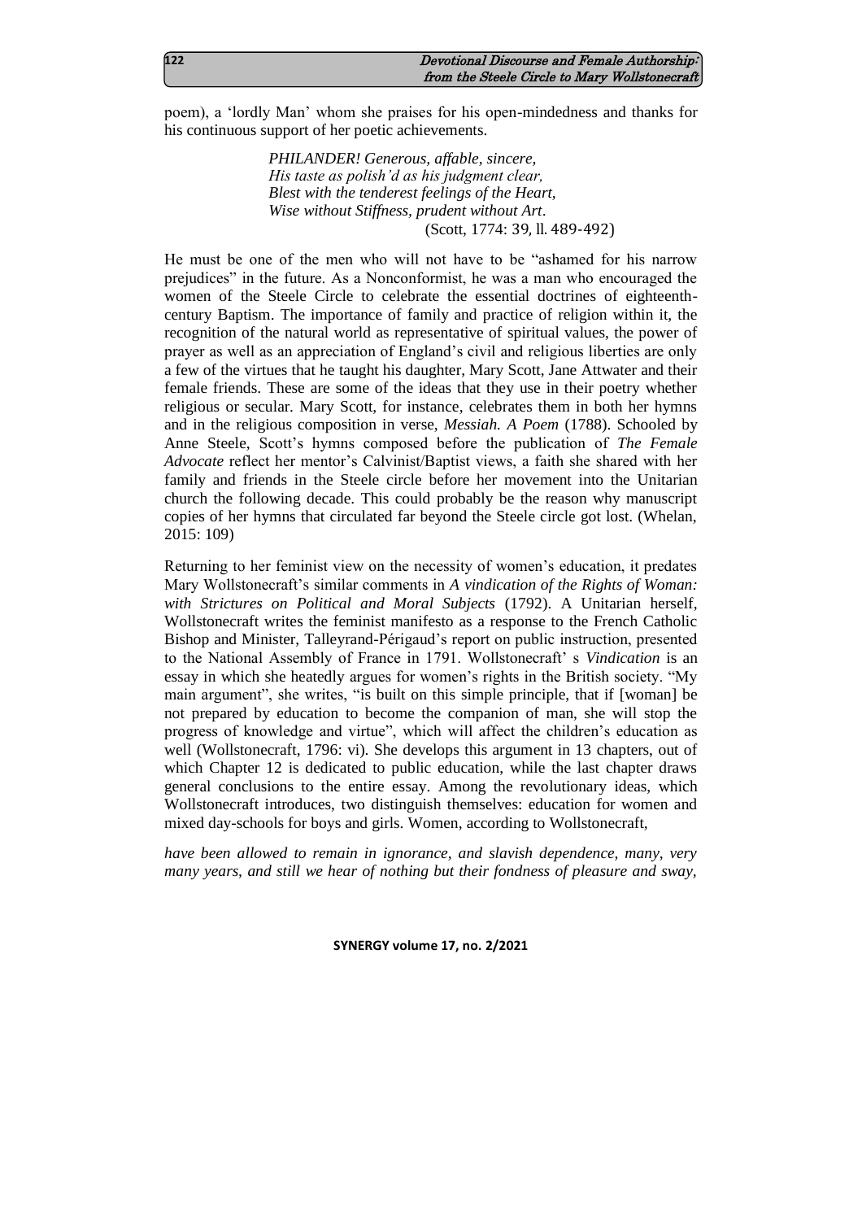poem), a 'lordly Man' whom she praises for his open-mindedness and thanks for his continuous support of her poetic achievements.

> *PHILANDER! Generous, affable, sincere,*
> *His taste as polish'd as his judgment clear,*
> *Blest with the tenderest feelings of the Heart,*
> *Wise without Stiffness, prudent without Art*.
> (Scott, 1774: 39, ll. 489-492)

He must be one of the men who will not have to be "ashamed for his narrow prejudices" in the future. As a Nonconformist, he was a man who encouraged the women of the Steele Circle to celebrate the essential doctrines of eighteenth-century Baptism. The importance of family and practice of religion within it, the recognition of the natural world as representative of spiritual values, the power of prayer as well as an appreciation of England's civil and religious liberties are only a few of the virtues that he taught his daughter, Mary Scott, Jane Attwater and their female friends. These are some of the ideas that they use in their poetry whether religious or secular. Mary Scott, for instance, celebrates them in both her hymns and in the religious composition in verse, *Messiah. A Poem* (1788). Schooled by Anne Steele, Scott's hymns composed before the publication of *The Female Advocate* reflect her mentor's Calvinist/Baptist views, a faith she shared with her family and friends in the Steele circle before her movement into the Unitarian church the following decade. This could probably be the reason why manuscript copies of her hymns that circulated far beyond the Steele circle got lost. (Whelan, 2015: 109)

Returning to her feminist view on the necessity of women's education, it predates Mary Wollstonecraft's similar comments in *A vindication of the Rights of Woman: with Strictures on Political and Moral Subjects* (1792). A Unitarian herself, Wollstonecraft writes the feminist manifesto as a response to the French Catholic Bishop and Minister, Talleyrand-Périgaud's report on public instruction, presented to the National Assembly of France in 1791. Wollstonecraft' s *Vindication* is an essay in which she heatedly argues for women's rights in the British society. "My main argument", she writes, "is built on this simple principle, that if [woman] be not prepared by education to become the companion of man, she will stop the progress of knowledge and virtue", which will affect the children's education as well (Wollstonecraft, 1796: vi). She develops this argument in 13 chapters, out of which Chapter 12 is dedicated to public education, while the last chapter draws general conclusions to the entire essay. Among the revolutionary ideas, which Wollstonecraft introduces, two distinguish themselves: education for women and mixed day-schools for boys and girls. Women, according to Wollstonecraft,

*have been allowed to remain in ignorance, and slavish dependence, many, very many years, and still we hear of nothing but their fondness of pleasure and sway,*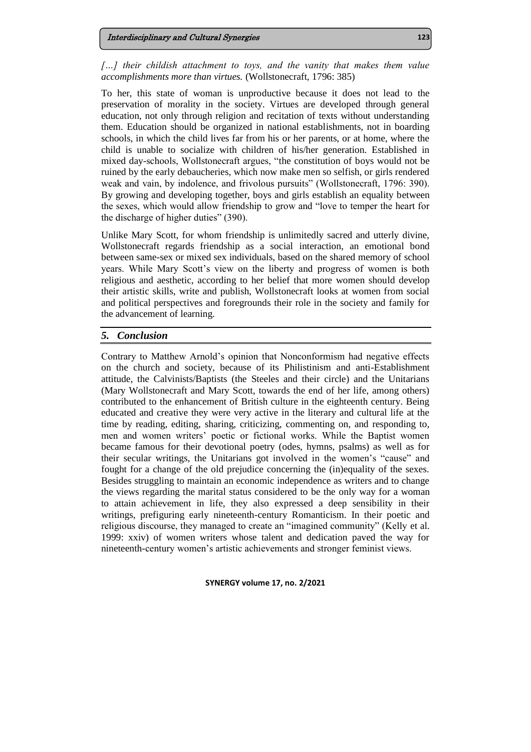*[…] their childish attachment to toys, and the vanity that makes them value accomplishments more than virtues.* (Wollstonecraft, 1796: 385)

To her, this state of woman is unproductive because it does not lead to the preservation of morality in the society. Virtues are developed through general education, not only through religion and recitation of texts without understanding them. Education should be organized in national establishments, not in boarding schools, in which the child lives far from his or her parents, or at home, where the child is unable to socialize with children of his/her generation. Established in mixed day-schools, Wollstonecraft argues, "the constitution of boys would not be ruined by the early debaucheries, which now make men so selfish, or girls rendered weak and vain, by indolence, and frivolous pursuits" (Wollstonecraft, 1796: 390). By growing and developing together, boys and girls establish an equality between the sexes, which would allow friendship to grow and "love to temper the heart for the discharge of higher duties" (390).

Unlike Mary Scott, for whom friendship is unlimitedly sacred and utterly divine, Wollstonecraft regards friendship as a social interaction, an emotional bond between same-sex or mixed sex individuals, based on the shared memory of school years. While Mary Scott's view on the liberty and progress of women is both religious and aesthetic, according to her belief that more women should develop their artistic skills, write and publish, Wollstonecraft looks at women from social and political perspectives and foregrounds their role in the society and family for the advancement of learning.

## *5. Conclusion*

Contrary to Matthew Arnold's opinion that Nonconformism had negative effects on the church and society, because of its Philistinism and anti-Establishment attitude, the Calvinists/Baptists (the Steeles and their circle) and the Unitarians (Mary Wollstonecraft and Mary Scott, towards the end of her life, among others) contributed to the enhancement of British culture in the eighteenth century. Being educated and creative they were very active in the literary and cultural life at the time by reading, editing, sharing, criticizing, commenting on, and responding to, men and women writers' poetic or fictional works. While the Baptist women became famous for their devotional poetry (odes, hymns, psalms) as well as for their secular writings, the Unitarians got involved in the women's "cause" and fought for a change of the old prejudice concerning the (in)equality of the sexes. Besides struggling to maintain an economic independence as writers and to change the views regarding the marital status considered to be the only way for a woman to attain achievement in life, they also expressed a deep sensibility in their writings, prefiguring early nineteenth-century Romanticism. In their poetic and religious discourse, they managed to create an "imagined community" (Kelly et al. 1999: xxiv) of women writers whose talent and dedication paved the way for nineteenth-century women's artistic achievements and stronger feminist views.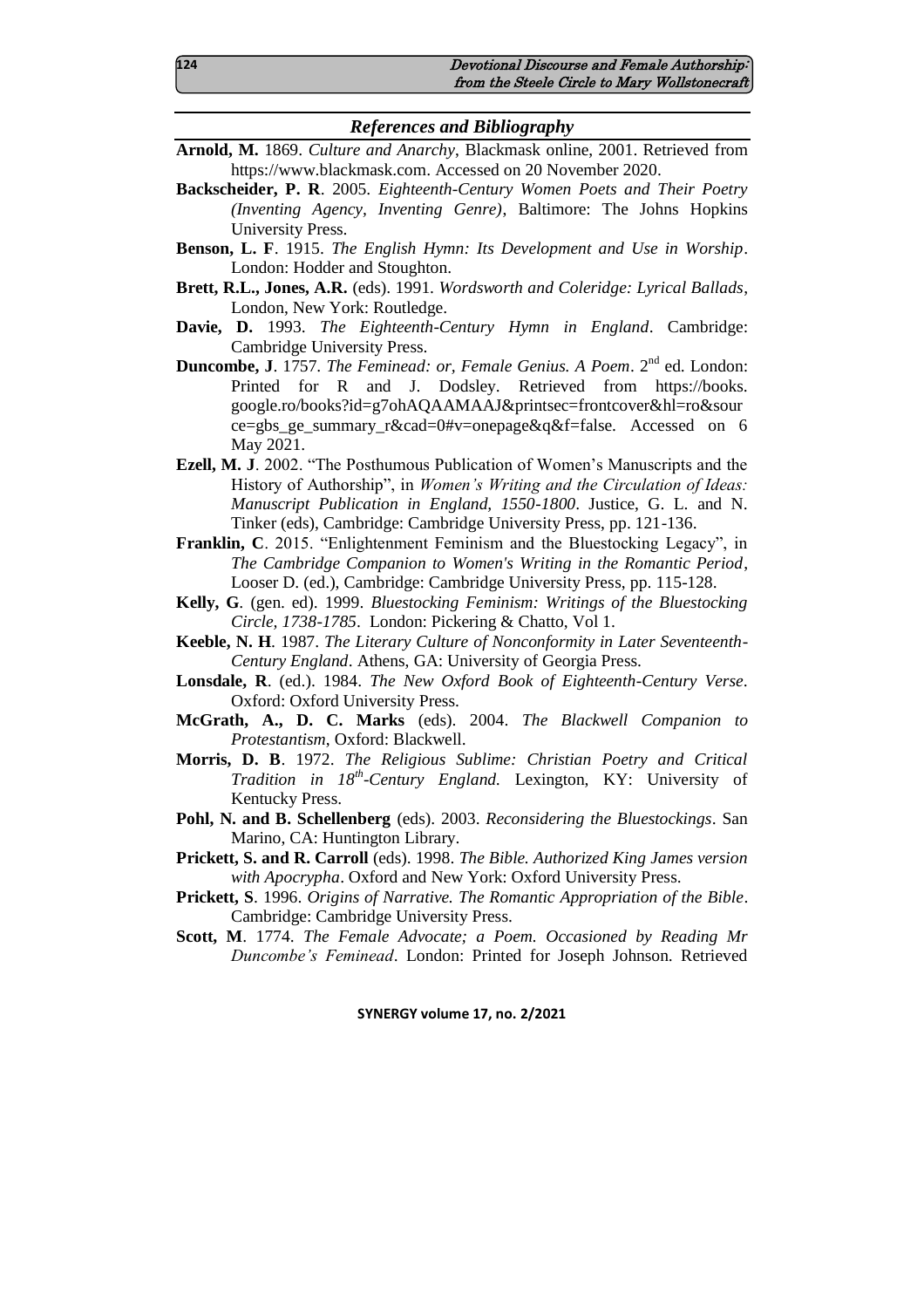### *References and Bibliography*

**Arnold, M.** 1869. *Culture and Anarchy*, Blackmask online, 2001. Retrieved from https://www.blackmask.com. Accessed on 20 November 2020.

**Backscheider, P. R**. 2005. *Eighteenth-Century Women Poets and Their Poetry (Inventing Agency, Inventing Genre)*, Baltimore: The Johns Hopkins University Press.

**Benson, L. F**. 1915. *The English Hymn: Its Development and Use in Worship*. London: Hodder and Stoughton.

**Brett, R.L., Jones, A.R.** (eds). 1991. *Wordsworth and Coleridge: Lyrical Ballads*, London, New York: Routledge.

**Davie, D.** 1993. *The Eighteenth-Century Hymn in England*. Cambridge: Cambridge University Press.

**Duncombe, J**. 1757. *The Feminead: or, Female Genius. A Poem*. 2nd ed. London: Printed for R and J. Dodsley. Retrieved from https://books.google.ro/books?id=g7ohAQAAMAAJ&printsec=frontcover&hl=ro&source=gbs_ge_summary_r&cad=0#v=onepage&q&f=false. Accessed on 6 May 2021.

**Ezell, M. J**. 2002. "The Posthumous Publication of Women's Manuscripts and the History of Authorship", in *Women's Writing and the Circulation of Ideas: Manuscript Publication in England, 1550-1800*. Justice, G. L. and N. Tinker (eds), Cambridge: Cambridge University Press, pp. 121-136.

**Franklin, C**. 2015. "Enlightenment Feminism and the Bluestocking Legacy", in *The Cambridge Companion to Women's Writing in the Romantic Period*, Looser D. (ed.), Cambridge: Cambridge University Press, pp. 115-128.

**Kelly, G**. (gen. ed). 1999. *Bluestocking Feminism: Writings of the Bluestocking Circle, 1738-1785*. London: Pickering & Chatto, Vol 1.

**Keeble, N. H**. 1987. *The Literary Culture of Nonconformity in Later Seventeenth-Century England*. Athens, GA: University of Georgia Press.

**Lonsdale, R**. (ed.). 1984. *The New Oxford Book of Eighteenth-Century Verse*. Oxford: Oxford University Press.

**McGrath, A., D. C. Marks** (eds). 2004. *The Blackwell Companion to Protestantism*, Oxford: Blackwell.

**Morris, D. B**. 1972. *The Religious Sublime: Christian Poetry and Critical Tradition in 18th-Century England.* Lexington, KY: University of Kentucky Press.

**Pohl, N. and B. Schellenberg** (eds). 2003. *Reconsidering the Bluestockings*. San Marino, CA: Huntington Library.

**Prickett, S. and R. Carroll** (eds). 1998. *The Bible. Authorized King James version with Apocrypha*. Oxford and New York: Oxford University Press.

**Prickett, S**. 1996. *Origins of Narrative. The Romantic Appropriation of the Bible*. Cambridge: Cambridge University Press.

**Scott, M**. 1774. *The Female Advocate; a Poem. Occasioned by Reading Mr Duncombe's Feminead*. London: Printed for Joseph Johnson. Retrieved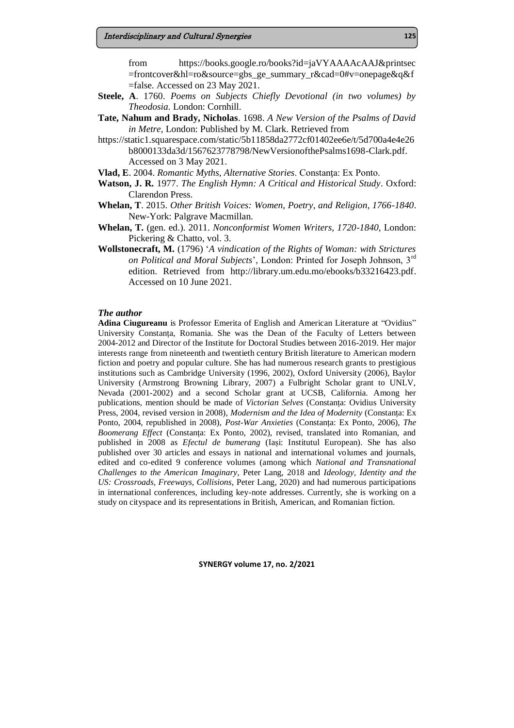from https://books.google.ro/books?id=jaVYAAAAcAAJ&printsec=frontcover&hl=ro&source=gbs_ge_summary_r&cad=0#v=onepage&q&f=false. Accessed on 23 May 2021.

**Steele, A**. 1760. *Poems on Subjects Chiefly Devotional (in two volumes) by Theodosia.* London: Cornhill.

**Tate, Nahum and Brady, Nicholas**. 1698. *A New Version of the Psalms of David in Metre*, London: Published by M. Clark. Retrieved from https://static1.squarespace.com/static/5b11858da2772cf01402ee6e/t/5d700a4e4e26b8000133da3d/1567623778798/NewVersionofthePsalms1698-Clark.pdf. Accessed on 3 May 2021.

**Vlad, E**. 2004. *Romantic Myths, Alternative Stories*. Constanţa: Ex Ponto.

**Watson, J. R.** 1977. *The English Hymn: A Critical and Historical Study*. Oxford: Clarendon Press.

**Whelan, T**. 2015. *Other British Voices: Women, Poetry, and Religion, 1766-1840*. New-York: Palgrave Macmillan.

**Whelan, T.** (gen. ed.). 2011. *Nonconformist Women Writers, 1720-1840*, London: Pickering & Chatto, vol. 3.

**Wollstonecraft, M.** (1796) '*A vindication of the Rights of Woman: with Strictures on Political and Moral Subjects*', London: Printed for Joseph Johnson, 3rd edition. Retrieved from http://library.um.edu.mo/ebooks/b33216423.pdf. Accessed on 10 June 2021.

### *The author*

**Adina Ciugureanu** is Professor Emerita of English and American Literature at "Ovidius" University Constanța, Romania. She was the Dean of the Faculty of Letters between 2004-2012 and Director of the Institute for Doctoral Studies between 2016-2019. Her major interests range from nineteenth and twentieth century British literature to American modern fiction and poetry and popular culture. She has had numerous research grants to prestigious institutions such as Cambridge University (1996, 2002), Oxford University (2006), Baylor University (Armstrong Browning Library, 2007) a Fulbright Scholar grant to UNLV, Nevada (2001-2002) and a second Scholar grant at UCSB, California. Among her publications, mention should be made of *Victorian Selves* (Constanța: Ovidius University Press, 2004, revised version in 2008), *Modernism and the Idea of Modernity* (Constanța: Ex Ponto, 2004, republished in 2008), *Post-War Anxieties* (Constanța: Ex Ponto, 2006), *The Boomerang Effect* (Constanța: Ex Ponto, 2002), revised, translated into Romanian, and published in 2008 as *Efectul de bumerang* (Iași: Institutul European). She has also published over 30 articles and essays in national and international volumes and journals, edited and co-edited 9 conference volumes (among which *National and Transnational Challenges to the American Imaginary*, Peter Lang, 2018 and *Ideology, Identity and the US: Crossroads, Freeways, Collisions*, Peter Lang, 2020) and had numerous participations in international conferences, including key-note addresses. Currently, she is working on a study on cityspace and its representations in British, American, and Romanian fiction.